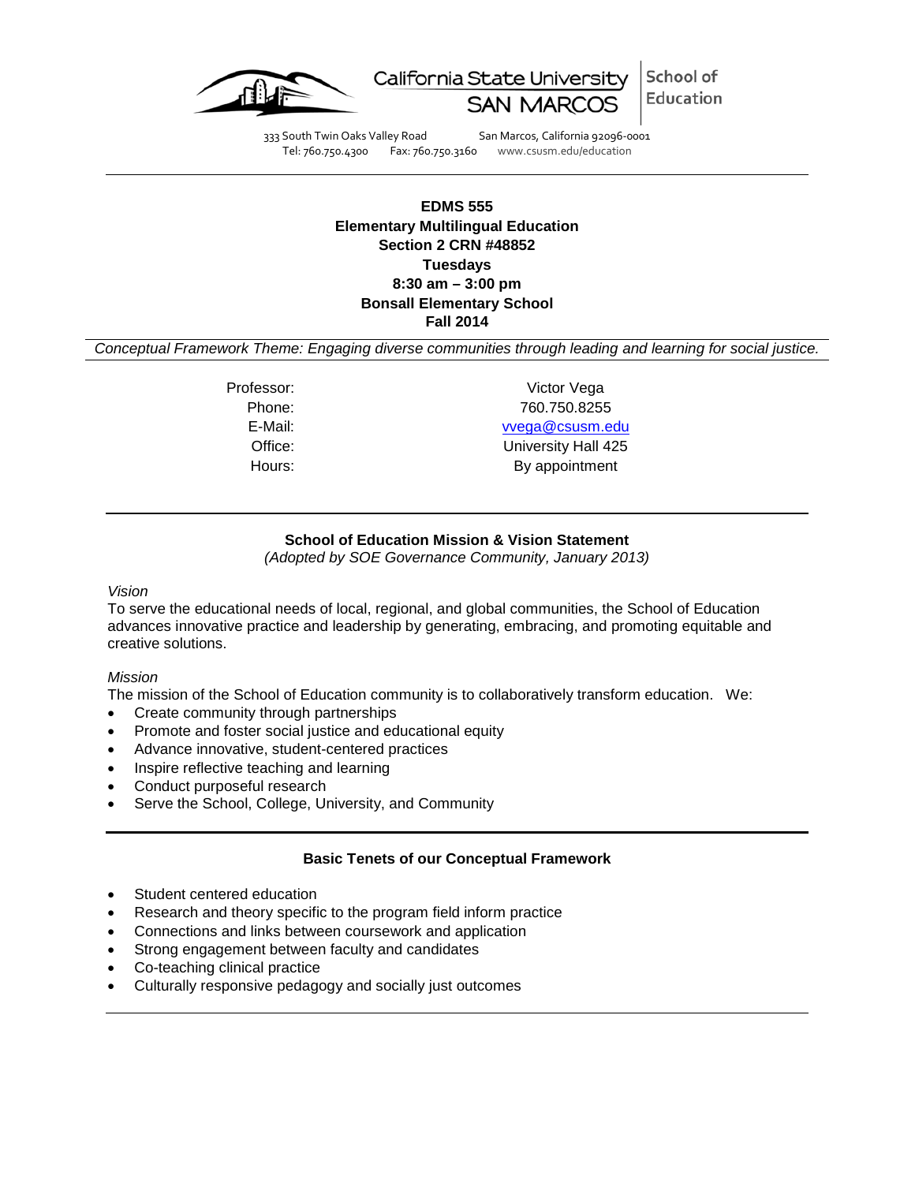California State University SAN MARCOS | School of Education

333 South Twin Oaks Valley Road San Marcos, California 92096-0001
Tel: 760.750.4300 Fax: 760.750.3160 www.csusm.edu/education

---

**EDMS 555**
**Elementary Multilingual Education**
**Section 2 CRN #48852**
**Tuesdays**
**8:30 am – 3:00 pm**
**Bonsall Elementary School**
**Fall 2014**

*Conceptual Framework Theme: Engaging diverse communities through leading and learning for social justice.*

---

Professor: Victor Vega
Phone: 760.750.8255
E-Mail: vvega@csusm.edu
Office: University Hall 425
Hours: By appointment

---

## School of Education Mission & Vision Statement

*(Adopted by SOE Governance Community, January 2013)*

*Vision*

To serve the educational needs of local, regional, and global communities, the School of Education advances innovative practice and leadership by generating, embracing, and promoting equitable and creative solutions.

*Mission*

The mission of the School of Education community is to collaboratively transform education. We:

- Create community through partnerships
- Promote and foster social justice and educational equity
- Advance innovative, student-centered practices
- Inspire reflective teaching and learning
- Conduct purposeful research
- Serve the School, College, University, and Community

---

## Basic Tenets of our Conceptual Framework

- Student centered education
- Research and theory specific to the program field inform practice
- Connections and links between coursework and application
- Strong engagement between faculty and candidates
- Co-teaching clinical practice
- Culturally responsive pedagogy and socially just outcomes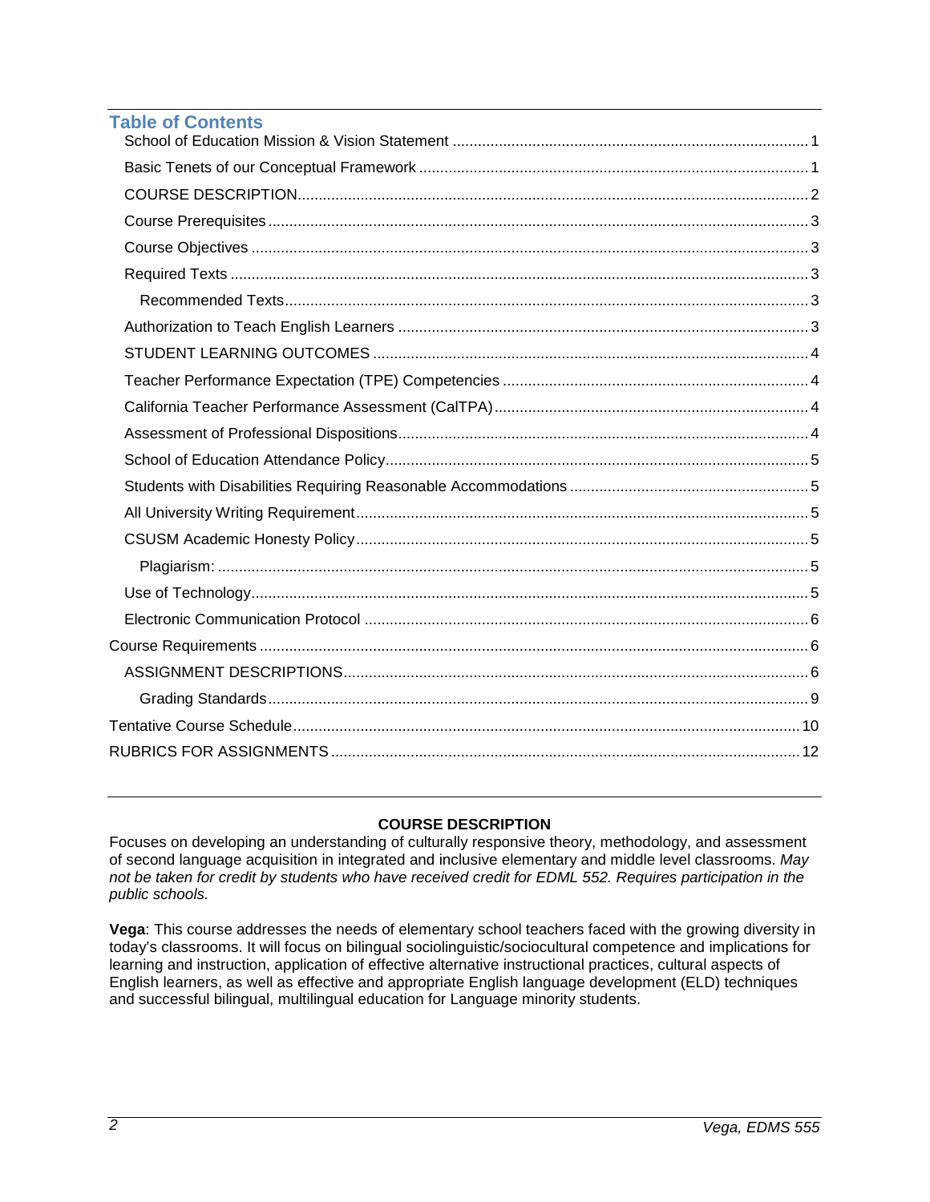## Table of Contents

School of Education Mission & Vision Statement ..... 1
Basic Tenets of our Conceptual Framework ..... 1
COURSE DESCRIPTION ..... 2
Course Prerequisites ..... 3
Course Objectives ..... 3
Required Texts ..... 3
Recommended Texts ..... 3
Authorization to Teach English Learners ..... 3
STUDENT LEARNING OUTCOMES ..... 4
Teacher Performance Expectation (TPE) Competencies ..... 4
California Teacher Performance Assessment (CalTPA) ..... 4
Assessment of Professional Dispositions ..... 4
School of Education Attendance Policy ..... 5
Students with Disabilities Requiring Reasonable Accommodations ..... 5
All University Writing Requirement ..... 5
CSUSM Academic Honesty Policy ..... 5
Plagiarism: ..... 5
Use of Technology ..... 5
Electronic Communication Protocol ..... 6
Course Requirements ..... 6
ASSIGNMENT DESCRIPTIONS ..... 6
Grading Standards ..... 9
Tentative Course Schedule ..... 10
RUBRICS FOR ASSIGNMENTS ..... 12

## COURSE DESCRIPTION

Focuses on developing an understanding of culturally responsive theory, methodology, and assessment of second language acquisition in integrated and inclusive elementary and middle level classrooms. *May not be taken for credit by students who have received credit for EDML 552. Requires participation in the public schools.*

**Vega**: This course addresses the needs of elementary school teachers faced with the growing diversity in today's classrooms. It will focus on bilingual sociolinguistic/sociocultural competence and implications for learning and instruction, application of effective alternative instructional practices, cultural aspects of English learners, as well as effective and appropriate English language development (ELD) techniques and successful bilingual, multilingual education for Language minority students.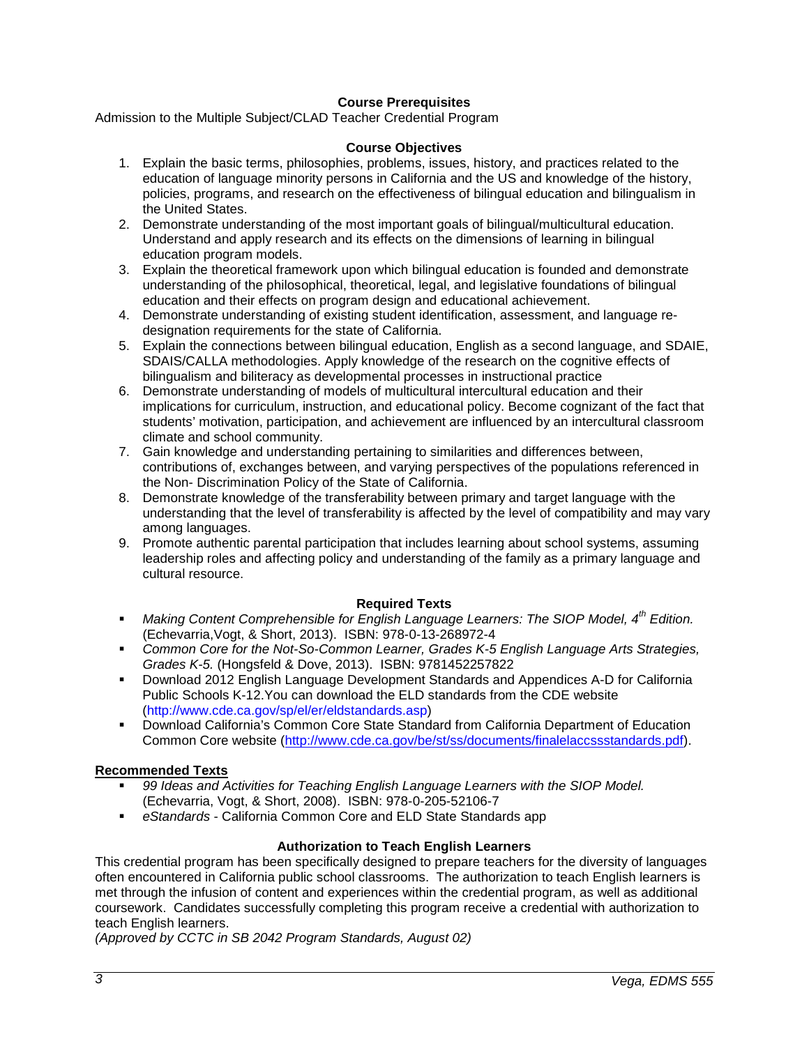## Course Prerequisites

Admission to the Multiple Subject/CLAD Teacher Credential Program

## Course Objectives

1. Explain the basic terms, philosophies, problems, issues, history, and practices related to the education of language minority persons in California and the US and knowledge of the history, policies, programs, and research on the effectiveness of bilingual education and bilingualism in the United States.
2. Demonstrate understanding of the most important goals of bilingual/multicultural education. Understand and apply research and its effects on the dimensions of learning in bilingual education program models.
3. Explain the theoretical framework upon which bilingual education is founded and demonstrate understanding of the philosophical, theoretical, legal, and legislative foundations of bilingual education and their effects on program design and educational achievement.
4. Demonstrate understanding of existing student identification, assessment, and language re-designation requirements for the state of California.
5. Explain the connections between bilingual education, English as a second language, and SDAIE, SDAIS/CALLA methodologies. Apply knowledge of the research on the cognitive effects of bilingualism and biliteracy as developmental processes in instructional practice
6. Demonstrate understanding of models of multicultural intercultural education and their implications for curriculum, instruction, and educational policy. Become cognizant of the fact that students' motivation, participation, and achievement are influenced by an intercultural classroom climate and school community.
7. Gain knowledge and understanding pertaining to similarities and differences between, contributions of, exchanges between, and varying perspectives of the populations referenced in the Non- Discrimination Policy of the State of California.
8. Demonstrate knowledge of the transferability between primary and target language with the understanding that the level of transferability is affected by the level of compatibility and may vary among languages.
9. Promote authentic parental participation that includes learning about school systems, assuming leadership roles and affecting policy and understanding of the family as a primary language and cultural resource.

## Required Texts

- *Making Content Comprehensible for English Language Learners: The SIOP Model, 4th Edition.* (Echevarria,Vogt, & Short, 2013). ISBN: 978-0-13-268972-4
- *Common Core for the Not-So-Common Learner, Grades K-5 English Language Arts Strategies, Grades K-5.* (Hongsfeld & Dove, 2013). ISBN: 9781452257822
- Download 2012 English Language Development Standards and Appendices A-D for California Public Schools K-12.You can download the ELD standards from the CDE website (http://www.cde.ca.gov/sp/el/er/eldstandards.asp)
- Download California's Common Core State Standard from California Department of Education Common Core website (http://www.cde.ca.gov/be/st/ss/documents/finalelaccssstandards.pdf).

## Recommended Texts

- *99 Ideas and Activities for Teaching English Language Learners with the SIOP Model.* (Echevarria, Vogt, & Short, 2008). ISBN: 978-0-205-52106-7
- *eStandards* - California Common Core and ELD State Standards app

## Authorization to Teach English Learners

This credential program has been specifically designed to prepare teachers for the diversity of languages often encountered in California public school classrooms. The authorization to teach English learners is met through the infusion of content and experiences within the credential program, as well as additional coursework. Candidates successfully completing this program receive a credential with authorization to teach English learners.

*(Approved by CCTC in SB 2042 Program Standards, August 02)*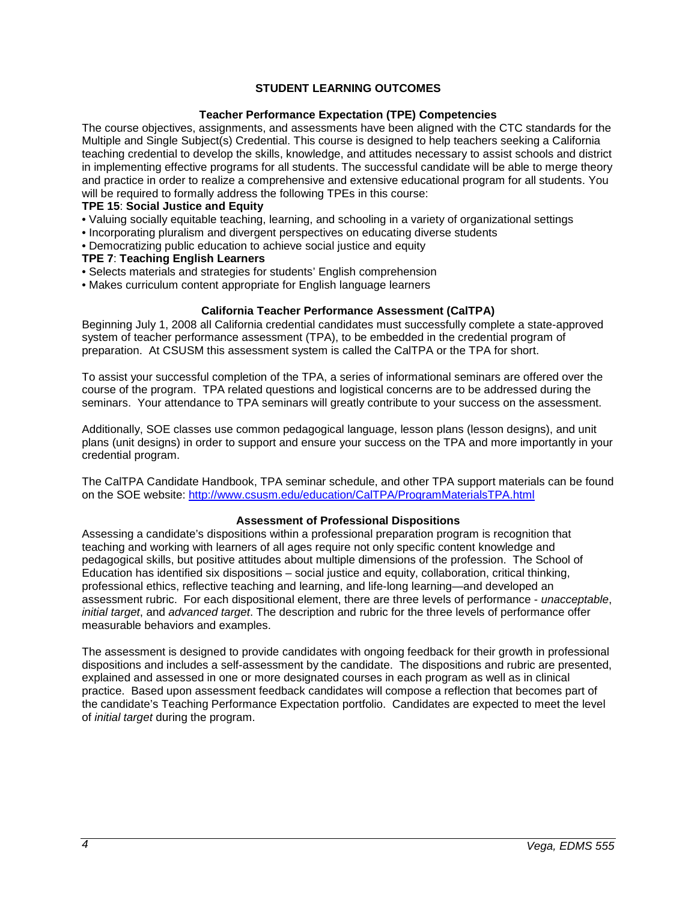## STUDENT LEARNING OUTCOMES

### Teacher Performance Expectation (TPE) Competencies

The course objectives, assignments, and assessments have been aligned with the CTC standards for the Multiple and Single Subject(s) Credential. This course is designed to help teachers seeking a California teaching credential to develop the skills, knowledge, and attitudes necessary to assist schools and district in implementing effective programs for all students. The successful candidate will be able to merge theory and practice in order to realize a comprehensive and extensive educational program for all students. You will be required to formally address the following TPEs in this course:

**TPE 15**: **Social Justice and Equity**

- Valuing socially equitable teaching, learning, and schooling in a variety of organizational settings
- Incorporating pluralism and divergent perspectives on educating diverse students
- Democratizing public education to achieve social justice and equity

**TPE 7**: **Teaching English Learners**

- Selects materials and strategies for students' English comprehension
- Makes curriculum content appropriate for English language learners

### California Teacher Performance Assessment (CalTPA)

Beginning July 1, 2008 all California credential candidates must successfully complete a state-approved system of teacher performance assessment (TPA), to be embedded in the credential program of preparation. At CSUSM this assessment system is called the CalTPA or the TPA for short.

To assist your successful completion of the TPA, a series of informational seminars are offered over the course of the program. TPA related questions and logistical concerns are to be addressed during the seminars. Your attendance to TPA seminars will greatly contribute to your success on the assessment.

Additionally, SOE classes use common pedagogical language, lesson plans (lesson designs), and unit plans (unit designs) in order to support and ensure your success on the TPA and more importantly in your credential program.

The CalTPA Candidate Handbook, TPA seminar schedule, and other TPA support materials can be found on the SOE website: [http://www.csusm.edu/education/CalTPA/ProgramMaterialsTPA.html](http://www.csusm.edu/education/CalTPA/ProgramMaterialsTPA.html)

### Assessment of Professional Dispositions

Assessing a candidate's dispositions within a professional preparation program is recognition that teaching and working with learners of all ages require not only specific content knowledge and pedagogical skills, but positive attitudes about multiple dimensions of the profession. The School of Education has identified six dispositions – social justice and equity, collaboration, critical thinking, professional ethics, reflective teaching and learning, and life-long learning—and developed an assessment rubric. For each dispositional element, there are three levels of performance - *unacceptable*, *initial target*, and *advanced target*. The description and rubric for the three levels of performance offer measurable behaviors and examples.

The assessment is designed to provide candidates with ongoing feedback for their growth in professional dispositions and includes a self-assessment by the candidate. The dispositions and rubric are presented, explained and assessed in one or more designated courses in each program as well as in clinical practice. Based upon assessment feedback candidates will compose a reflection that becomes part of the candidate's Teaching Performance Expectation portfolio. Candidates are expected to meet the level of *initial target* during the program.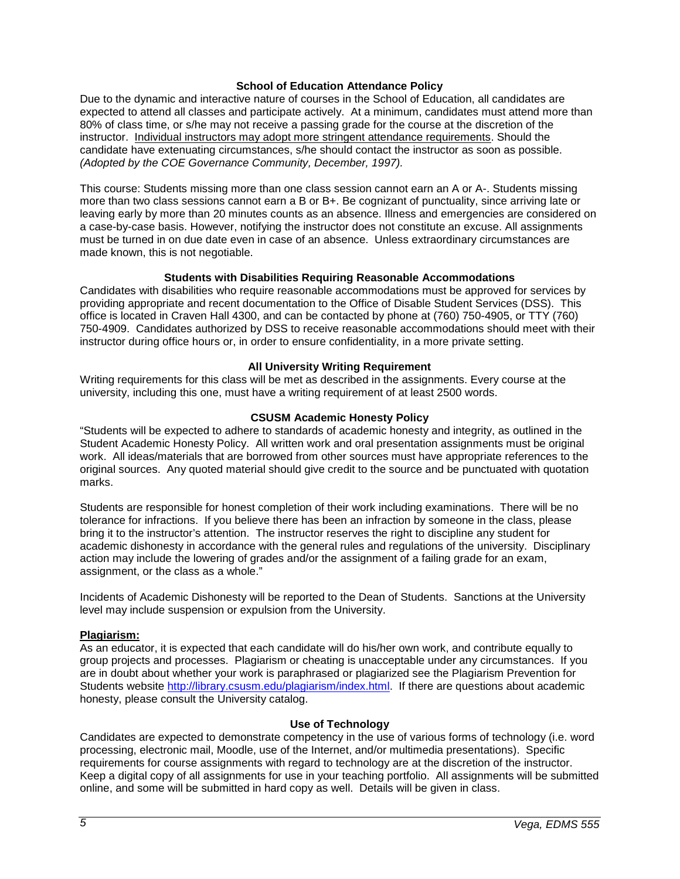### School of Education Attendance Policy

Due to the dynamic and interactive nature of courses in the School of Education, all candidates are expected to attend all classes and participate actively. At a minimum, candidates must attend more than 80% of class time, or s/he may not receive a passing grade for the course at the discretion of the instructor. Individual instructors may adopt more stringent attendance requirements. Should the candidate have extenuating circumstances, s/he should contact the instructor as soon as possible. *(Adopted by the COE Governance Community, December, 1997).*

This course: Students missing more than one class session cannot earn an A or A-. Students missing more than two class sessions cannot earn a B or B+. Be cognizant of punctuality, since arriving late or leaving early by more than 20 minutes counts as an absence. Illness and emergencies are considered on a case-by-case basis. However, notifying the instructor does not constitute an excuse. All assignments must be turned in on due date even in case of an absence. Unless extraordinary circumstances are made known, this is not negotiable.

### Students with Disabilities Requiring Reasonable Accommodations

Candidates with disabilities who require reasonable accommodations must be approved for services by providing appropriate and recent documentation to the Office of Disable Student Services (DSS). This office is located in Craven Hall 4300, and can be contacted by phone at (760) 750-4905, or TTY (760) 750-4909. Candidates authorized by DSS to receive reasonable accommodations should meet with their instructor during office hours or, in order to ensure confidentiality, in a more private setting.

### All University Writing Requirement

Writing requirements for this class will be met as described in the assignments. Every course at the university, including this one, must have a writing requirement of at least 2500 words.

### CSUSM Academic Honesty Policy

"Students will be expected to adhere to standards of academic honesty and integrity, as outlined in the Student Academic Honesty Policy. All written work and oral presentation assignments must be original work. All ideas/materials that are borrowed from other sources must have appropriate references to the original sources. Any quoted material should give credit to the source and be punctuated with quotation marks.

Students are responsible for honest completion of their work including examinations. There will be no tolerance for infractions. If you believe there has been an infraction by someone in the class, please bring it to the instructor's attention. The instructor reserves the right to discipline any student for academic dishonesty in accordance with the general rules and regulations of the university. Disciplinary action may include the lowering of grades and/or the assignment of a failing grade for an exam, assignment, or the class as a whole."

Incidents of Academic Dishonesty will be reported to the Dean of Students. Sanctions at the University level may include suspension or expulsion from the University.

**Plagiarism:**

As an educator, it is expected that each candidate will do his/her own work, and contribute equally to group projects and processes. Plagiarism or cheating is unacceptable under any circumstances. If you are in doubt about whether your work is paraphrased or plagiarized see the Plagiarism Prevention for Students website http://library.csusm.edu/plagiarism/index.html. If there are questions about academic honesty, please consult the University catalog.

### Use of Technology

Candidates are expected to demonstrate competency in the use of various forms of technology (i.e. word processing, electronic mail, Moodle, use of the Internet, and/or multimedia presentations). Specific requirements for course assignments with regard to technology are at the discretion of the instructor. Keep a digital copy of all assignments for use in your teaching portfolio. All assignments will be submitted online, and some will be submitted in hard copy as well. Details will be given in class.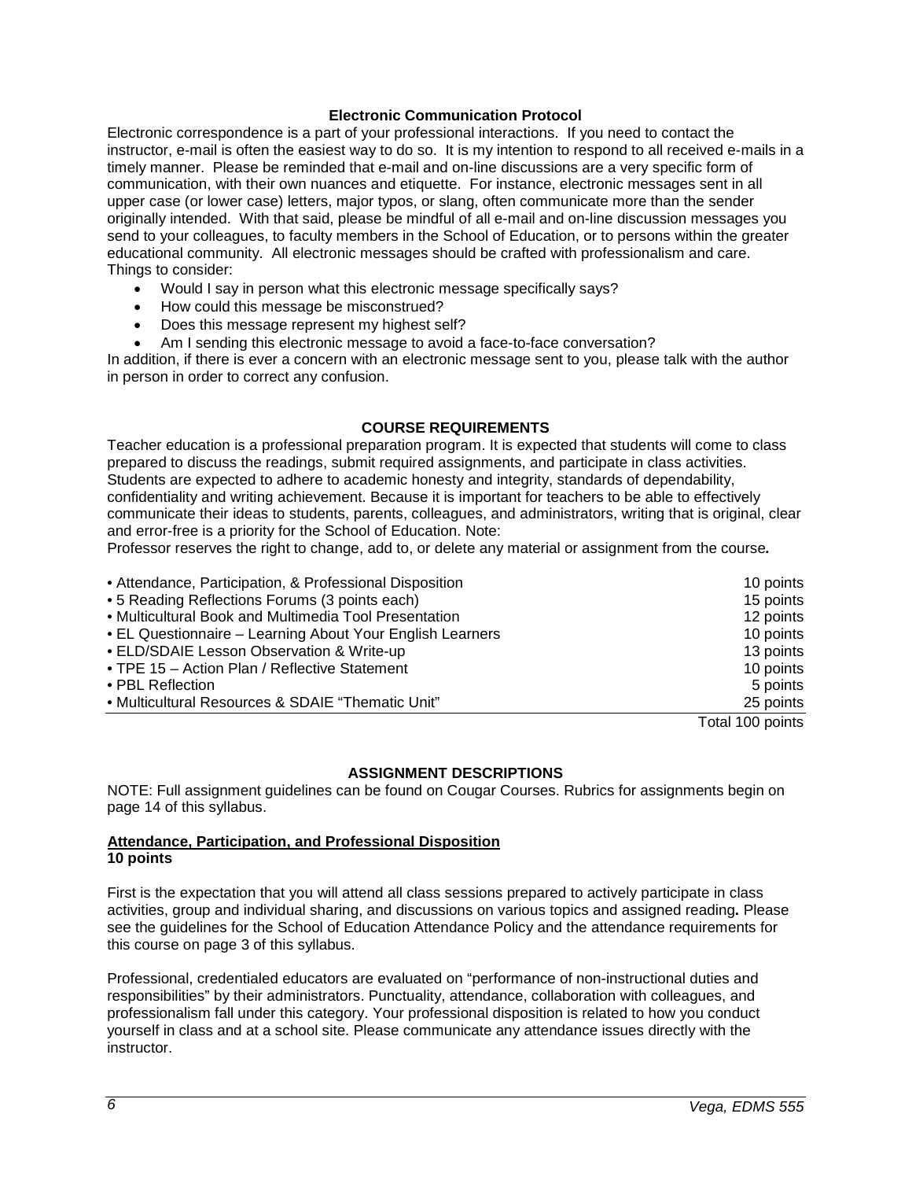**Electronic Communication Protocol**

Electronic correspondence is a part of your professional interactions. If you need to contact the instructor, e-mail is often the easiest way to do so. It is my intention to respond to all received e-mails in a timely manner. Please be reminded that e-mail and on-line discussions are a very specific form of communication, with their own nuances and etiquette. For instance, electronic messages sent in all upper case (or lower case) letters, major typos, or slang, often communicate more than the sender originally intended. With that said, please be mindful of all e-mail and on-line discussion messages you send to your colleagues, to faculty members in the School of Education, or to persons within the greater educational community. All electronic messages should be crafted with professionalism and care. Things to consider:

- Would I say in person what this electronic message specifically says?
- How could this message be misconstrued?
- Does this message represent my highest self?
- Am I sending this electronic message to avoid a face-to-face conversation?

In addition, if there is ever a concern with an electronic message sent to you, please talk with the author in person in order to correct any confusion.

## COURSE REQUIREMENTS

Teacher education is a professional preparation program. It is expected that students will come to class prepared to discuss the readings, submit required assignments, and participate in class activities. Students are expected to adhere to academic honesty and integrity, standards of dependability, confidentiality and writing achievement. Because it is important for teachers to be able to effectively communicate their ideas to students, parents, colleagues, and administrators, writing that is original, clear and error-free is a priority for the School of Education. Note:
Professor reserves the right to change, add to, or delete any material or assignment from the course***.***

| Assignment | Points |
|---|---|
| • Attendance, Participation, & Professional Disposition | 10 points |
| • 5 Reading Reflections Forums (3 points each) | 15 points |
| • Multicultural Book and Multimedia Tool Presentation | 12 points |
| • EL Questionnaire – Learning About Your English Learners | 10 points |
| • ELD/SDAIE Lesson Observation & Write-up | 13 points |
| • TPE 15 – Action Plan / Reflective Statement | 10 points |
| • PBL Reflection | 5 points |
| • Multicultural Resources & SDAIE "Thematic Unit" | 25 points |
| | Total 100 points |

## ASSIGNMENT DESCRIPTIONS

NOTE: Full assignment guidelines can be found on Cougar Courses. Rubrics for assignments begin on page 14 of this syllabus.

**Attendance, Participation, and Professional Disposition**
**10 points**

First is the expectation that you will attend all class sessions prepared to actively participate in class activities, group and individual sharing, and discussions on various topics and assigned reading**.** Please see the guidelines for the School of Education Attendance Policy and the attendance requirements for this course on page 3 of this syllabus.

Professional, credentialed educators are evaluated on "performance of non-instructional duties and responsibilities" by their administrators. Punctuality, attendance, collaboration with colleagues, and professionalism fall under this category. Your professional disposition is related to how you conduct yourself in class and at a school site. Please communicate any attendance issues directly with the instructor.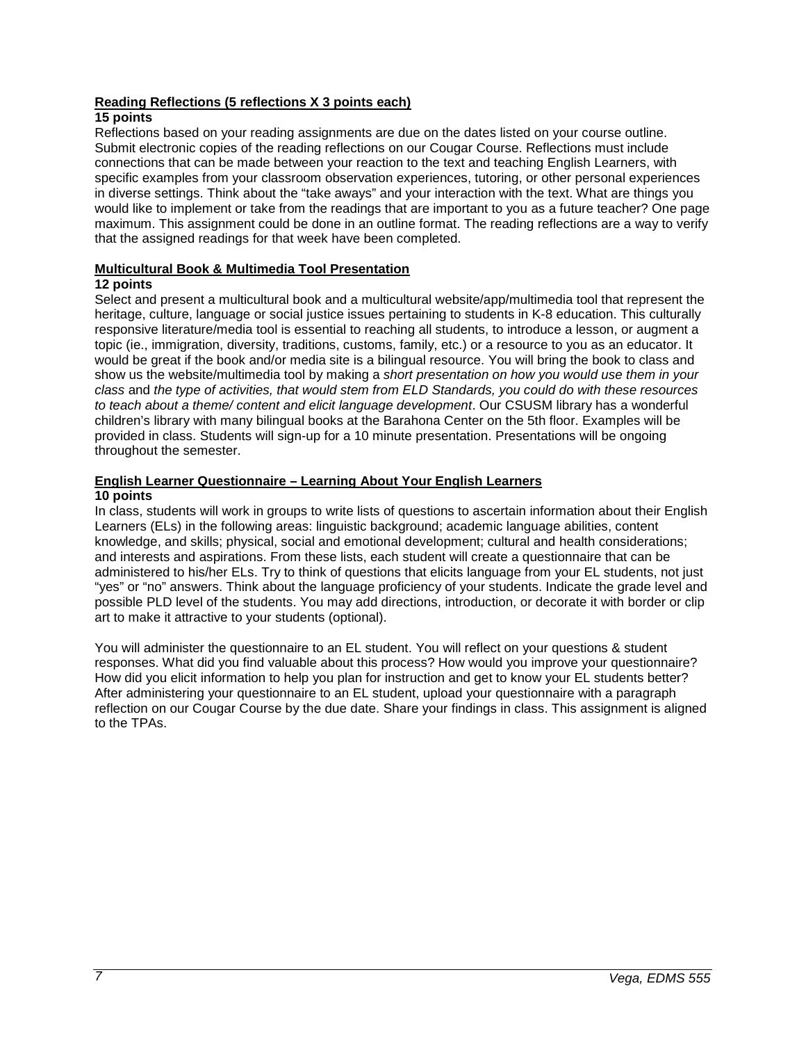**Reading Reflections (5 reflections X 3 points each)**

**15 points**

Reflections based on your reading assignments are due on the dates listed on your course outline. Submit electronic copies of the reading reflections on our Cougar Course. Reflections must include connections that can be made between your reaction to the text and teaching English Learners, with specific examples from your classroom observation experiences, tutoring, or other personal experiences in diverse settings. Think about the "take aways" and your interaction with the text. What are things you would like to implement or take from the readings that are important to you as a future teacher? One page maximum. This assignment could be done in an outline format. The reading reflections are a way to verify that the assigned readings for that week have been completed.

**Multicultural Book & Multimedia Tool Presentation**

**12 points**

Select and present a multicultural book and a multicultural website/app/multimedia tool that represent the heritage, culture, language or social justice issues pertaining to students in K-8 education. This culturally responsive literature/media tool is essential to reaching all students, to introduce a lesson, or augment a topic (ie., immigration, diversity, traditions, customs, family, etc.) or a resource to you as an educator. It would be great if the book and/or media site is a bilingual resource. You will bring the book to class and show us the website/multimedia tool by making a *short presentation on how you would use them in your class* and *the type of activities, that would stem from ELD Standards, you could do with these resources to teach about a theme/ content and elicit language development*. Our CSUSM library has a wonderful children's library with many bilingual books at the Barahona Center on the 5th floor. Examples will be provided in class. Students will sign-up for a 10 minute presentation. Presentations will be ongoing throughout the semester.

**English Learner Questionnaire – Learning About Your English Learners**

**10 points**

In class, students will work in groups to write lists of questions to ascertain information about their English Learners (ELs) in the following areas: linguistic background; academic language abilities, content knowledge, and skills; physical, social and emotional development; cultural and health considerations; and interests and aspirations. From these lists, each student will create a questionnaire that can be administered to his/her ELs. Try to think of questions that elicits language from your EL students, not just "yes" or "no" answers. Think about the language proficiency of your students. Indicate the grade level and possible PLD level of the students. You may add directions, introduction, or decorate it with border or clip art to make it attractive to your students (optional).

You will administer the questionnaire to an EL student. You will reflect on your questions & student responses. What did you find valuable about this process? How would you improve your questionnaire? How did you elicit information to help you plan for instruction and get to know your EL students better? After administering your questionnaire to an EL student, upload your questionnaire with a paragraph reflection on our Cougar Course by the due date. Share your findings in class. This assignment is aligned to the TPAs.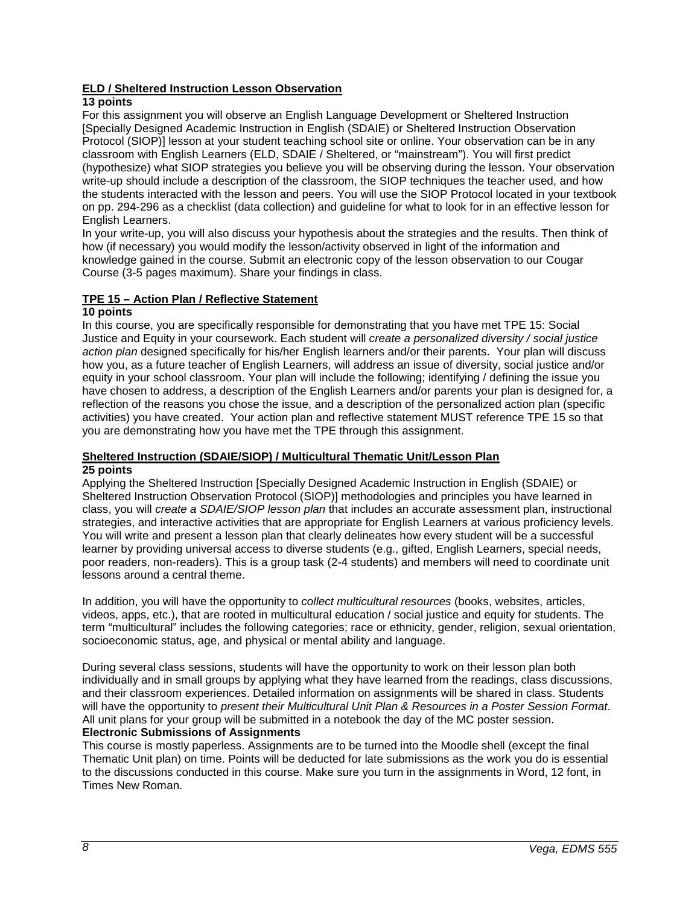**ELD / Sheltered Instruction Lesson Observation**

**13 points**

For this assignment you will observe an English Language Development or Sheltered Instruction [Specially Designed Academic Instruction in English (SDAIE) or Sheltered Instruction Observation Protocol (SIOP)] lesson at your student teaching school site or online. Your observation can be in any classroom with English Learners (ELD, SDAIE / Sheltered, or "mainstream"). You will first predict (hypothesize) what SIOP strategies you believe you will be observing during the lesson. Your observation write-up should include a description of the classroom, the SIOP techniques the teacher used, and how the students interacted with the lesson and peers. You will use the SIOP Protocol located in your textbook on pp. 294-296 as a checklist (data collection) and guideline for what to look for in an effective lesson for English Learners.

In your write-up, you will also discuss your hypothesis about the strategies and the results. Then think of how (if necessary) you would modify the lesson/activity observed in light of the information and knowledge gained in the course. Submit an electronic copy of the lesson observation to our Cougar Course (3-5 pages maximum). Share your findings in class.

**TPE 15 – Action Plan / Reflective Statement**

**10 points**

In this course, you are specifically responsible for demonstrating that you have met TPE 15: Social Justice and Equity in your coursework. Each student will *create a personalized diversity / social justice action plan* designed specifically for his/her English learners and/or their parents. Your plan will discuss how you, as a future teacher of English Learners, will address an issue of diversity, social justice and/or equity in your school classroom. Your plan will include the following; identifying / defining the issue you have chosen to address, a description of the English Learners and/or parents your plan is designed for, a reflection of the reasons you chose the issue, and a description of the personalized action plan (specific activities) you have created. Your action plan and reflective statement MUST reference TPE 15 so that you are demonstrating how you have met the TPE through this assignment.

**Sheltered Instruction (SDAIE/SIOP) / Multicultural Thematic Unit/Lesson Plan**

**25 points**

Applying the Sheltered Instruction [Specially Designed Academic Instruction in English (SDAIE) or Sheltered Instruction Observation Protocol (SIOP)] methodologies and principles you have learned in class, you will *create a SDAIE/SIOP lesson plan* that includes an accurate assessment plan, instructional strategies, and interactive activities that are appropriate for English Learners at various proficiency levels. You will write and present a lesson plan that clearly delineates how every student will be a successful learner by providing universal access to diverse students (e.g., gifted, English Learners, special needs, poor readers, non-readers). This is a group task (2-4 students) and members will need to coordinate unit lessons around a central theme.

In addition, you will have the opportunity to *collect multicultural resources* (books, websites, articles, videos, apps, etc.), that are rooted in multicultural education / social justice and equity for students. The term "multicultural" includes the following categories; race or ethnicity, gender, religion, sexual orientation, socioeconomic status, age, and physical or mental ability and language.

During several class sessions, students will have the opportunity to work on their lesson plan both individually and in small groups by applying what they have learned from the readings, class discussions, and their classroom experiences. Detailed information on assignments will be shared in class. Students will have the opportunity to *present their Multicultural Unit Plan & Resources in a Poster Session Format*. All unit plans for your group will be submitted in a notebook the day of the MC poster session.

**Electronic Submissions of Assignments**

This course is mostly paperless. Assignments are to be turned into the Moodle shell (except the final Thematic Unit plan) on time. Points will be deducted for late submissions as the work you do is essential to the discussions conducted in this course. Make sure you turn in the assignments in Word, 12 font, in Times New Roman.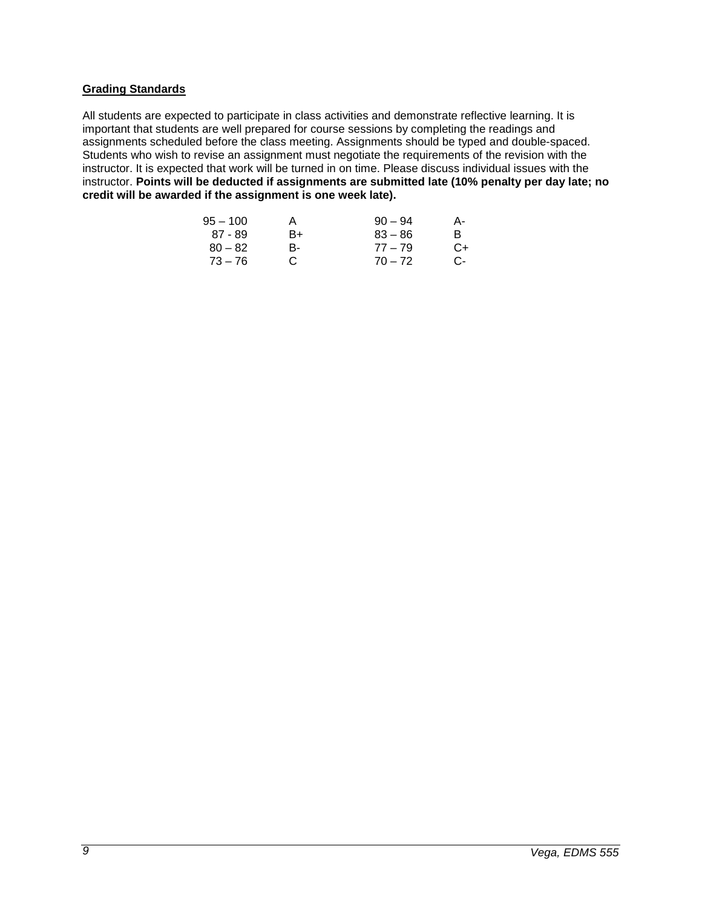**Grading Standards**

All students are expected to participate in class activities and demonstrate reflective learning. It is important that students are well prepared for course sessions by completing the readings and assignments scheduled before the class meeting. Assignments should be typed and double-spaced. Students who wish to revise an assignment must negotiate the requirements of the revision with the instructor. It is expected that work will be turned in on time. Please discuss individual issues with the instructor. **Points will be deducted if assignments are submitted late (10% penalty per day late; no credit will be awarded if the assignment is one week late).**

| | | | |
|---|---|---|---|
| 95 – 100 | A | 90 – 94 | A- |
| 87 - 89 | B+ | 83 – 86 | B |
| 80 – 82 | B- | 77 – 79 | C+ |
| 73 – 76 | C | 70 – 72 | C- |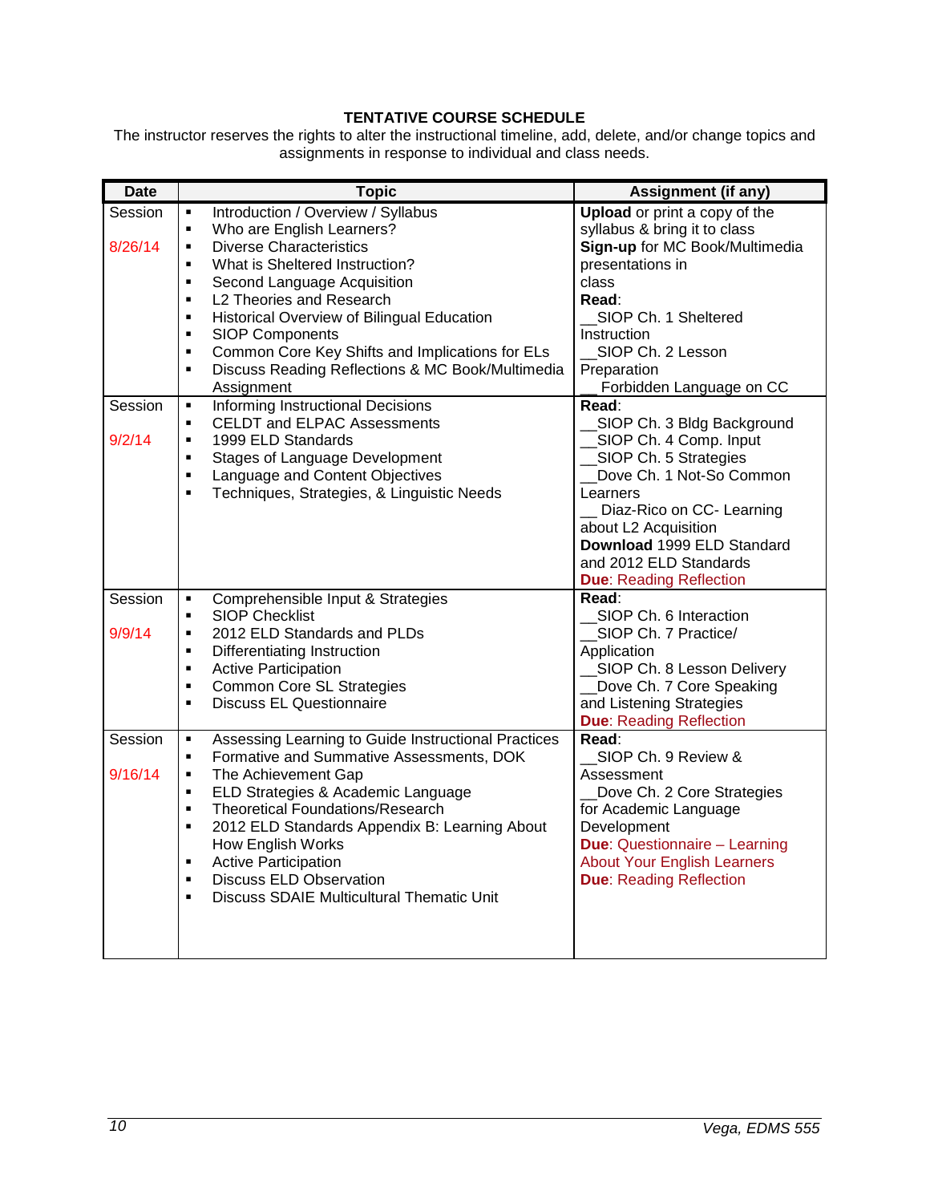**TENTATIVE COURSE SCHEDULE**

The instructor reserves the rights to alter the instructional timeline, add, delete, and/or change topics and assignments in response to individual and class needs.

| Date | Topic | Assignment (if any) |
|---|---|---|
| Session<br><br>8/26/14 | ▪ Introduction / Overview / Syllabus<br>▪ Who are English Learners?<br>▪ Diverse Characteristics<br>▪ What is Sheltered Instruction?<br>▪ Second Language Acquisition<br>▪ L2 Theories and Research<br>▪ Historical Overview of Bilingual Education<br>▪ SIOP Components<br>▪ Common Core Key Shifts and Implications for ELs<br>▪ Discuss Reading Reflections & MC Book/Multimedia Assignment | **Upload** or print a copy of the syllabus & bring it to class<br>**Sign-up** for MC Book/Multimedia presentations in class<br>**Read**:<br>__SIOP Ch. 1 Sheltered Instruction<br>__SIOP Ch. 2 Lesson Preparation<br>__ Forbidden Language on CC |
| Session<br><br>9/2/14 | ▪ Informing Instructional Decisions<br>▪ CELDT and ELPAC Assessments<br>▪ 1999 ELD Standards<br>▪ Stages of Language Development<br>▪ Language and Content Objectives<br>▪ Techniques, Strategies, & Linguistic Needs | **Read**:<br>__SIOP Ch. 3 Bldg Background<br>__SIOP Ch. 4 Comp. Input<br>__SIOP Ch. 5 Strategies<br>__Dove Ch. 1 Not-So Common Learners<br>__ Diaz-Rico on CC- Learning about L2 Acquisition<br>**Download** 1999 ELD Standard and 2012 ELD Standards<br>**Due**: Reading Reflection |
| Session<br><br>9/9/14 | ▪ Comprehensible Input & Strategies<br>▪ SIOP Checklist<br>▪ 2012 ELD Standards and PLDs<br>▪ Differentiating Instruction<br>▪ Active Participation<br>▪ Common Core SL Strategies<br>▪ Discuss EL Questionnaire | **Read**:<br>__SIOP Ch. 6 Interaction<br>__SIOP Ch. 7 Practice/ Application<br>__SIOP Ch. 8 Lesson Delivery<br>__Dove Ch. 7 Core Speaking and Listening Strategies<br>**Due**: Reading Reflection |
| Session<br><br>9/16/14 | ▪ Assessing Learning to Guide Instructional Practices<br>▪ Formative and Summative Assessments, DOK<br>▪ The Achievement Gap<br>▪ ELD Strategies & Academic Language<br>▪ Theoretical Foundations/Research<br>▪ 2012 ELD Standards Appendix B: Learning About How English Works<br>▪ Active Participation<br>▪ Discuss ELD Observation<br>▪ Discuss SDAIE Multicultural Thematic Unit | **Read**:<br>__SIOP Ch. 9 Review & Assessment<br>__Dove Ch. 2 Core Strategies for Academic Language Development<br>**Due**: Questionnaire – Learning About Your English Learners<br>**Due**: Reading Reflection |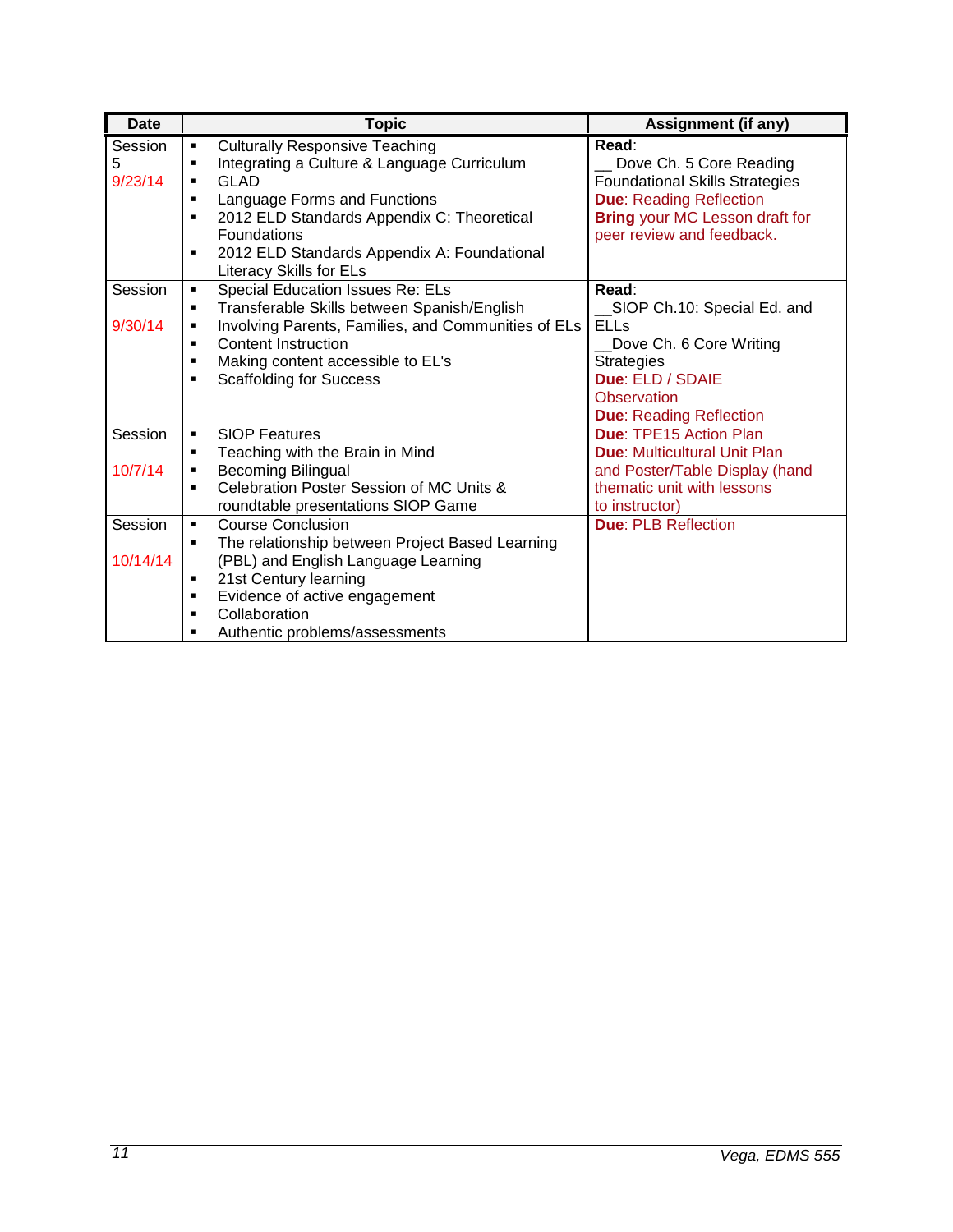| Date | Topic | Assignment (if any) |
|---|---|---|
| Session 5<br>9/23/14 | ▪ Culturally Responsive Teaching<br>▪ Integrating a Culture & Language Curriculum<br>▪ GLAD<br>▪ Language Forms and Functions<br>▪ 2012 ELD Standards Appendix C: Theoretical Foundations<br>▪ 2012 ELD Standards Appendix A: Foundational Literacy Skills for ELs | **Read**:<br>__ Dove Ch. 5 Core Reading Foundational Skills Strategies<br>**Due**: Reading Reflection<br>**Bring** your MC Lesson draft for peer review and feedback. |
| Session<br>9/30/14 | ▪ Special Education Issues Re: ELs<br>▪ Transferable Skills between Spanish/English<br>▪ Involving Parents, Families, and Communities of ELs<br>▪ Content Instruction<br>▪ Making content accessible to EL's<br>▪ Scaffolding for Success | **Read**:<br>__SIOP Ch.10: Special Ed. and ELLs<br>__Dove Ch. 6 Core Writing Strategies<br>**Due**: ELD / SDAIE Observation<br>**Due**: Reading Reflection |
| Session<br>10/7/14 | ▪ SIOP Features<br>▪ Teaching with the Brain in Mind<br>▪ Becoming Bilingual<br>▪ Celebration Poster Session of MC Units & roundtable presentations SIOP Game | **Due**: TPE15 Action Plan<br>**Due**: Multicultural Unit Plan and Poster/Table Display (hand thematic unit with lessons to instructor) |
| Session<br>10/14/14 | ▪ Course Conclusion<br>▪ The relationship between Project Based Learning (PBL) and English Language Learning<br>▪ 21st Century learning<br>▪ Evidence of active engagement<br>▪ Collaboration<br>▪ Authentic problems/assessments | **Due**: PLB Reflection |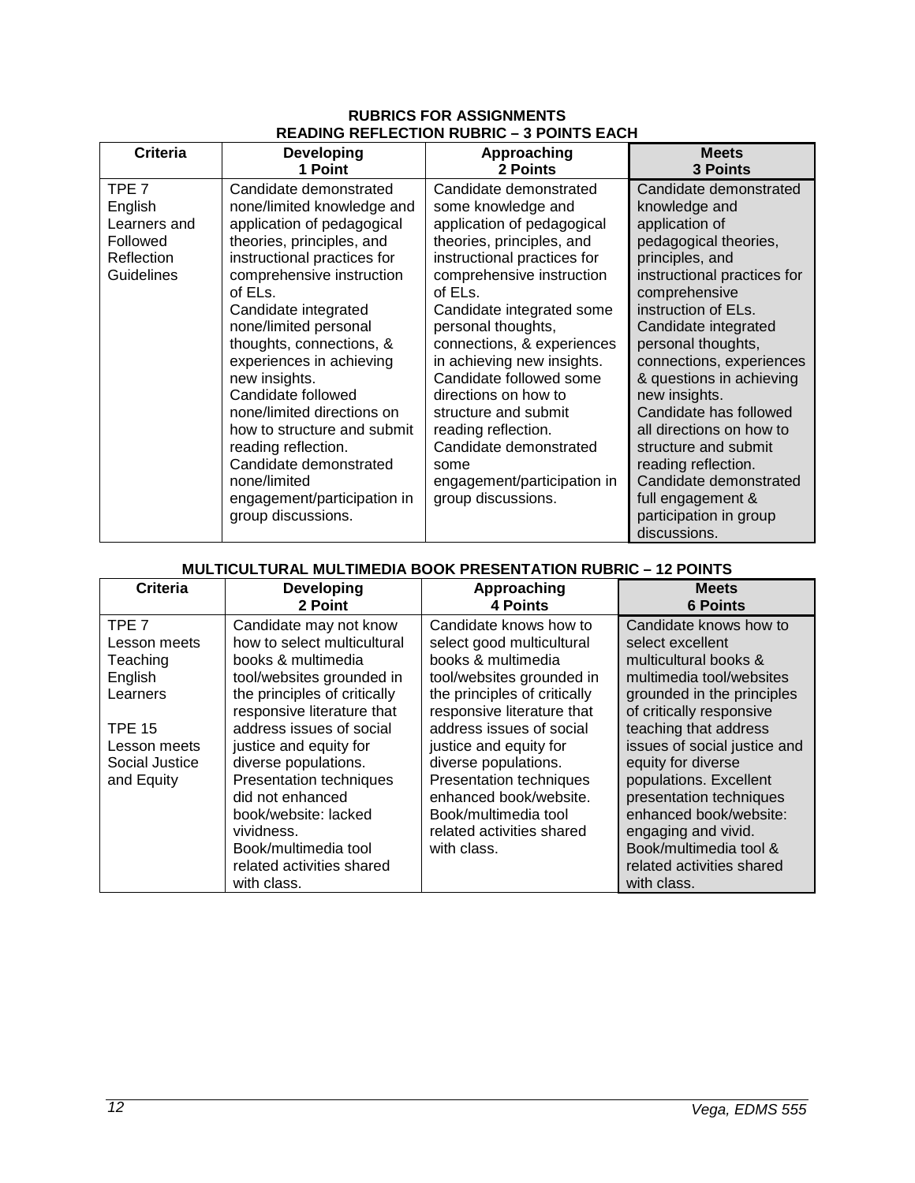## RUBRICS FOR ASSIGNMENTS

### READING REFLECTION RUBRIC – 3 POINTS EACH

| Criteria | Developing 1 Point | Approaching 2 Points | Meets 3 Points |
|---|---|---|---|
| TPE 7 English Learners and Followed Reflection Guidelines | Candidate demonstrated none/limited knowledge and application of pedagogical theories, principles, and instructional practices for comprehensive instruction of ELs. Candidate integrated none/limited personal thoughts, connections, & experiences in achieving new insights. Candidate followed none/limited directions on how to structure and submit reading reflection. Candidate demonstrated none/limited engagement/participation in group discussions. | Candidate demonstrated some knowledge and application of pedagogical theories, principles, and instructional practices for comprehensive instruction of ELs. Candidate integrated some personal thoughts, connections, & experiences in achieving new insights. Candidate followed some directions on how to structure and submit reading reflection. Candidate demonstrated some engagement/participation in group discussions. | Candidate demonstrated knowledge and application of pedagogical theories, principles, and instructional practices for comprehensive instruction of ELs. Candidate integrated personal thoughts, connections, experiences & questions in achieving new insights. Candidate has followed all directions on how to structure and submit reading reflection. Candidate demonstrated full engagement & participation in group discussions. |

### MULTICULTURAL MULTIMEDIA BOOK PRESENTATION RUBRIC – 12 POINTS

| Criteria | Developing 2 Point | Approaching 4 Points | Meets 6 Points |
|---|---|---|---|
| TPE 7 Lesson meets Teaching English Learners<br><br>TPE 15 Lesson meets Social Justice and Equity | Candidate may not know how to select multicultural books & multimedia tool/websites grounded in the principles of critically responsive literature that address issues of social justice and equity for diverse populations. Presentation techniques did not enhanced book/website: lacked vividness. Book/multimedia tool related activities shared with class. | Candidate knows how to select good multicultural books & multimedia tool/websites grounded in the principles of critically responsive literature that address issues of social justice and equity for diverse populations. Presentation techniques enhanced book/website. Book/multimedia tool related activities shared with class. | Candidate knows how to select excellent multicultural books & multimedia tool/websites grounded in the principles of critically responsive teaching that address issues of social justice and equity for diverse populations. Excellent presentation techniques enhanced book/website: engaging and vivid. Book/multimedia tool & related activities shared with class. |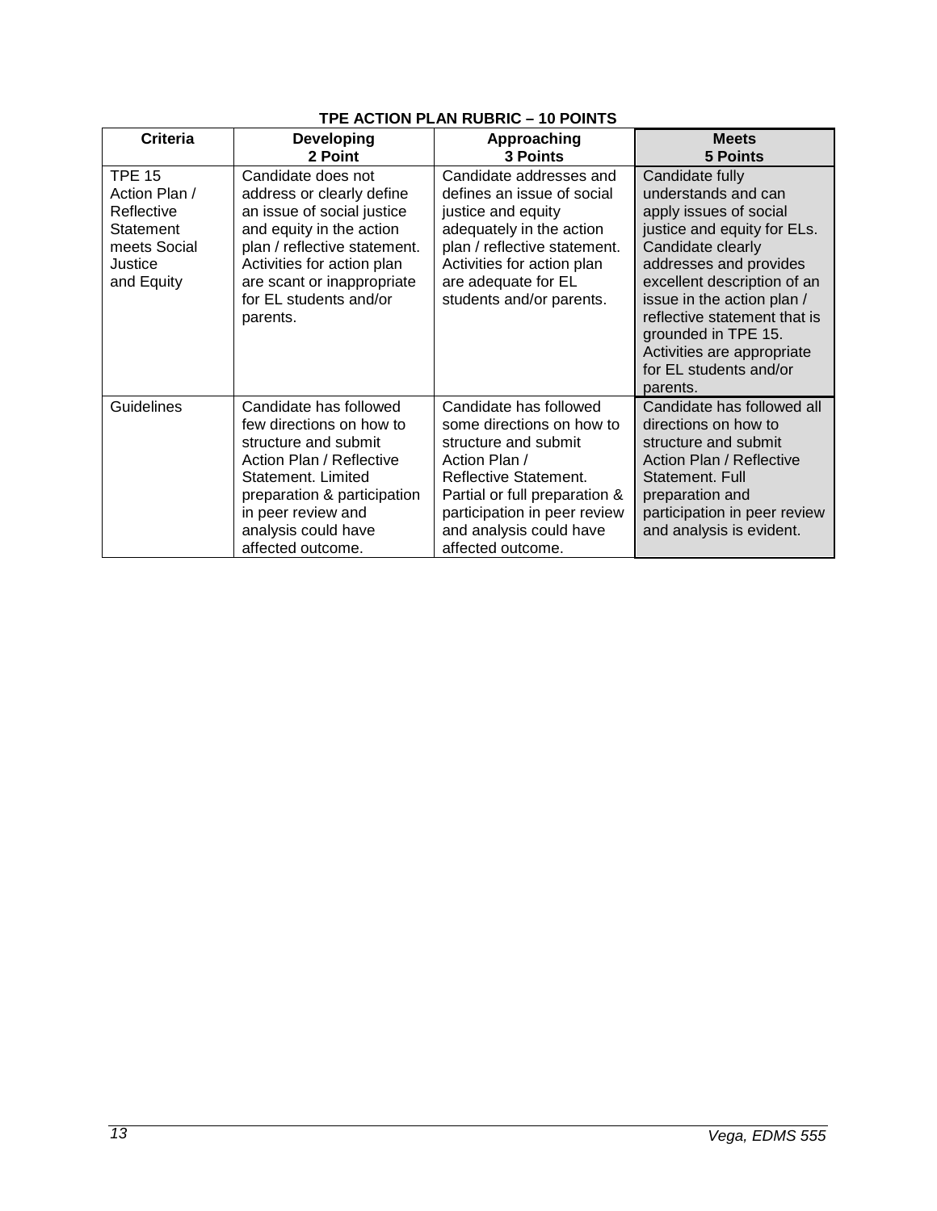**TPE ACTION PLAN RUBRIC – 10 POINTS**

| Criteria | Developing<br>2 Point | Approaching<br>3 Points | Meets<br>5 Points |
|---|---|---|---|
| TPE 15 Action Plan / Reflective Statement meets Social Justice and Equity | Candidate does not address or clearly define an issue of social justice and equity in the action plan / reflective statement. Activities for action plan are scant or inappropriate for EL students and/or parents. | Candidate addresses and defines an issue of social justice and equity adequately in the action plan / reflective statement. Activities for action plan are adequate for EL students and/or parents. | Candidate fully understands and can apply issues of social justice and equity for ELs. Candidate clearly addresses and provides excellent description of an issue in the action plan / reflective statement that is grounded in TPE 15. Activities are appropriate for EL students and/or parents. |
| Guidelines | Candidate has followed few directions on how to structure and submit Action Plan / Reflective Statement. Limited preparation & participation in peer review and analysis could have affected outcome. | Candidate has followed some directions on how to structure and submit Action Plan / Reflective Statement. Partial or full preparation & participation in peer review and analysis could have affected outcome. | Candidate has followed all directions on how to structure and submit Action Plan / Reflective Statement. Full preparation and participation in peer review and analysis is evident. |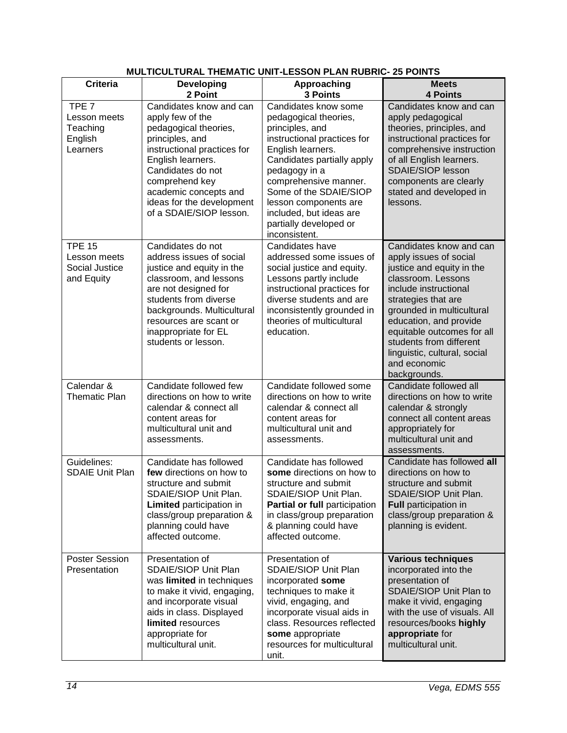**MULTICULTURAL THEMATIC UNIT-LESSON PLAN RUBRIC- 25 POINTS**

| Criteria | Developing 2 Point | Approaching 3 Points | Meets 4 Points |
|---|---|---|---|
| TPE 7 Lesson meets Teaching English Learners | Candidates know and can apply few of the pedagogical theories, principles, and instructional practices for English learners. Candidates do not comprehend key academic concepts and ideas for the development of a SDAIE/SIOP lesson. | Candidates know some pedagogical theories, principles, and instructional practices for English learners. Candidates partially apply pedagogy in a comprehensive manner. Some of the SDAIE/SIOP lesson components are included, but ideas are partially developed or inconsistent. | Candidates know and can apply pedagogical theories, principles, and instructional practices for comprehensive instruction of all English learners. SDAIE/SIOP lesson components are clearly stated and developed in lessons. |
| TPE 15 Lesson meets Social Justice and Equity | Candidates do not address issues of social justice and equity in the classroom, and lessons are not designed for students from diverse backgrounds. Multicultural resources are scant or inappropriate for EL students or lesson. | Candidates have addressed some issues of social justice and equity. Lessons partly include instructional practices for diverse students and are inconsistently grounded in theories of multicultural education. | Candidates know and can apply issues of social justice and equity in the classroom. Lessons include instructional strategies that are grounded in multicultural education, and provide equitable outcomes for all students from different linguistic, cultural, social and economic backgrounds. |
| Calendar & Thematic Plan | Candidate followed few directions on how to write calendar & connect all content areas for multicultural unit and assessments. | Candidate followed some directions on how to write calendar & connect all content areas for multicultural unit and assessments. | Candidate followed all directions on how to write calendar & strongly connect all content areas appropriately for multicultural unit and assessments. |
| Guidelines: SDAIE Unit Plan | Candidate has followed **few** directions on how to structure and submit SDAIE/SIOP Unit Plan. **Limited** participation in class/group preparation & planning could have affected outcome. | Candidate has followed **some** directions on how to structure and submit SDAIE/SIOP Unit Plan. **Partial or full** participation in class/group preparation & planning could have affected outcome. | Candidate has followed **all** directions on how to structure and submit SDAIE/SIOP Unit Plan. **Full** participation in class/group preparation & planning is evident. |
| Poster Session Presentation | Presentation of SDAIE/SIOP Unit Plan was **limited** in techniques to make it vivid, engaging, and incorporate visual aids in class. Displayed **limited** resources appropriate for multicultural unit. | Presentation of SDAIE/SIOP Unit Plan incorporated **some** techniques to make it vivid, engaging, and incorporate visual aids in class. Resources reflected **some** appropriate resources for multicultural unit. | **Various techniques** incorporated into the presentation of SDAIE/SIOP Unit Plan to make it vivid, engaging with the use of visuals. All resources/books **highly appropriate** for multicultural unit. |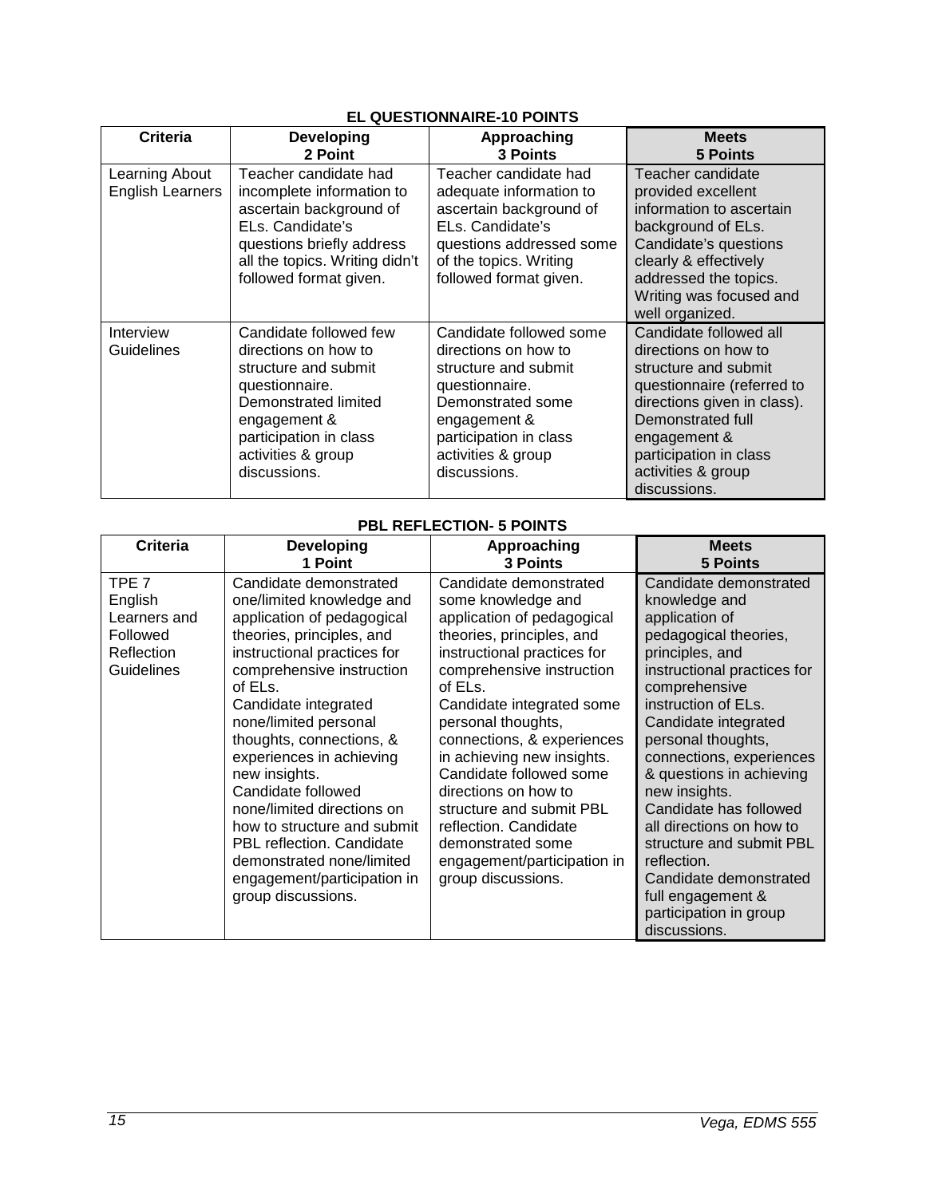**EL QUESTIONNAIRE-10 POINTS**

| Criteria | Developing<br>2 Point | Approaching<br>3 Points | Meets<br>5 Points |
|---|---|---|---|
| Learning About English Learners | Teacher candidate had incomplete information to ascertain background of ELs. Candidate's questions briefly address all the topics. Writing didn't followed format given. | Teacher candidate had adequate information to ascertain background of ELs. Candidate's questions addressed some of the topics. Writing followed format given. | Teacher candidate provided excellent information to ascertain background of ELs. Candidate's questions clearly & effectively addressed the topics. Writing was focused and well organized. |
| Interview Guidelines | Candidate followed few directions on how to structure and submit questionnaire. Demonstrated limited engagement & participation in class activities & group discussions. | Candidate followed some directions on how to structure and submit questionnaire. Demonstrated some engagement & participation in class activities & group discussions. | Candidate followed all directions on how to structure and submit questionnaire (referred to directions given in class). Demonstrated full engagement & participation in class activities & group discussions. |

**PBL REFLECTION- 5 POINTS**

| Criteria | Developing<br>1 Point | Approaching<br>3 Points | Meets<br>5 Points |
|---|---|---|---|
| TPE 7 English Learners and Followed Reflection Guidelines | Candidate demonstrated one/limited knowledge and application of pedagogical theories, principles, and instructional practices for comprehensive instruction of ELs.<br>Candidate integrated none/limited personal thoughts, connections, & experiences in achieving new insights.<br>Candidate followed none/limited directions on how to structure and submit PBL reflection. Candidate demonstrated none/limited engagement/participation in group discussions. | Candidate demonstrated some knowledge and application of pedagogical theories, principles, and instructional practices for comprehensive instruction of ELs.<br>Candidate integrated some personal thoughts, connections, & experiences in achieving new insights.<br>Candidate followed some directions on how to structure and submit PBL reflection. Candidate demonstrated some engagement/participation in group discussions. | Candidate demonstrated knowledge and application of pedagogical theories, principles, and instructional practices for comprehensive instruction of ELs.<br>Candidate integrated personal thoughts, connections, experiences & questions in achieving new insights.<br>Candidate has followed all directions on how to structure and submit PBL reflection.<br>Candidate demonstrated full engagement & participation in group discussions. |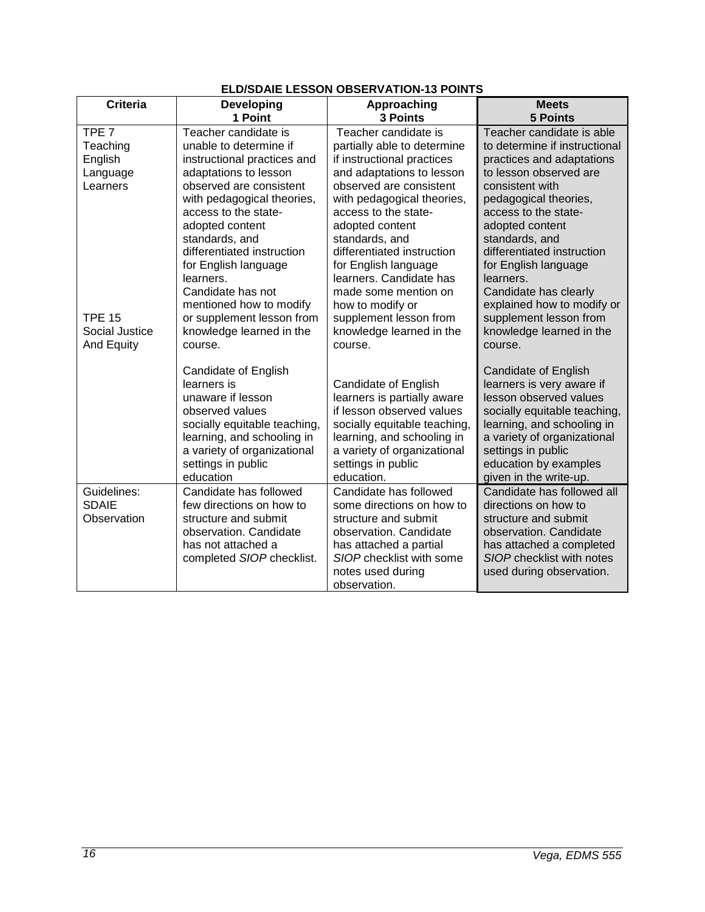**ELD/SDAIE LESSON OBSERVATION-13 POINTS**

| Criteria | Developing 1 Point | Approaching 3 Points | Meets 5 Points |
|---|---|---|---|
| TPE 7 Teaching English Language Learners<br><br>TPE 15 Social Justice And Equity | Teacher candidate is unable to determine if instructional practices and adaptations to lesson observed are consistent with pedagogical theories, access to the state-adopted content standards, and differentiated instruction for English language learners. Candidate has not mentioned how to modify or supplement lesson from knowledge learned in the course.<br><br>Candidate of English learners is unaware if lesson observed values socially equitable teaching, learning, and schooling in a variety of organizational settings in public education | Teacher candidate is partially able to determine if instructional practices and adaptations to lesson observed are consistent with pedagogical theories, access to the state-adopted content standards, and differentiated instruction for English language learners. Candidate has made some mention on how to modify or supplement lesson from knowledge learned in the course.<br><br>Candidate of English learners is partially aware if lesson observed values socially equitable teaching, learning, and schooling in a variety of organizational settings in public education. | Teacher candidate is able to determine if instructional practices and adaptations to lesson observed are consistent with pedagogical theories, access to the state-adopted content standards, and differentiated instruction for English language learners. Candidate has clearly explained how to modify or supplement lesson from knowledge learned in the course.<br><br>Candidate of English learners is very aware if lesson observed values socially equitable teaching, learning, and schooling in a variety of organizational settings in public education by examples given in the write-up. |
| Guidelines: SDAIE Observation | Candidate has followed few directions on how to structure and submit observation. Candidate has not attached a completed *SIOP* checklist. | Candidate has followed some directions on how to structure and submit observation. Candidate has attached a partial *SIOP* checklist with some notes used during observation. | Candidate has followed all directions on how to structure and submit observation. Candidate has attached a completed *SIOP* checklist with notes used during observation. |